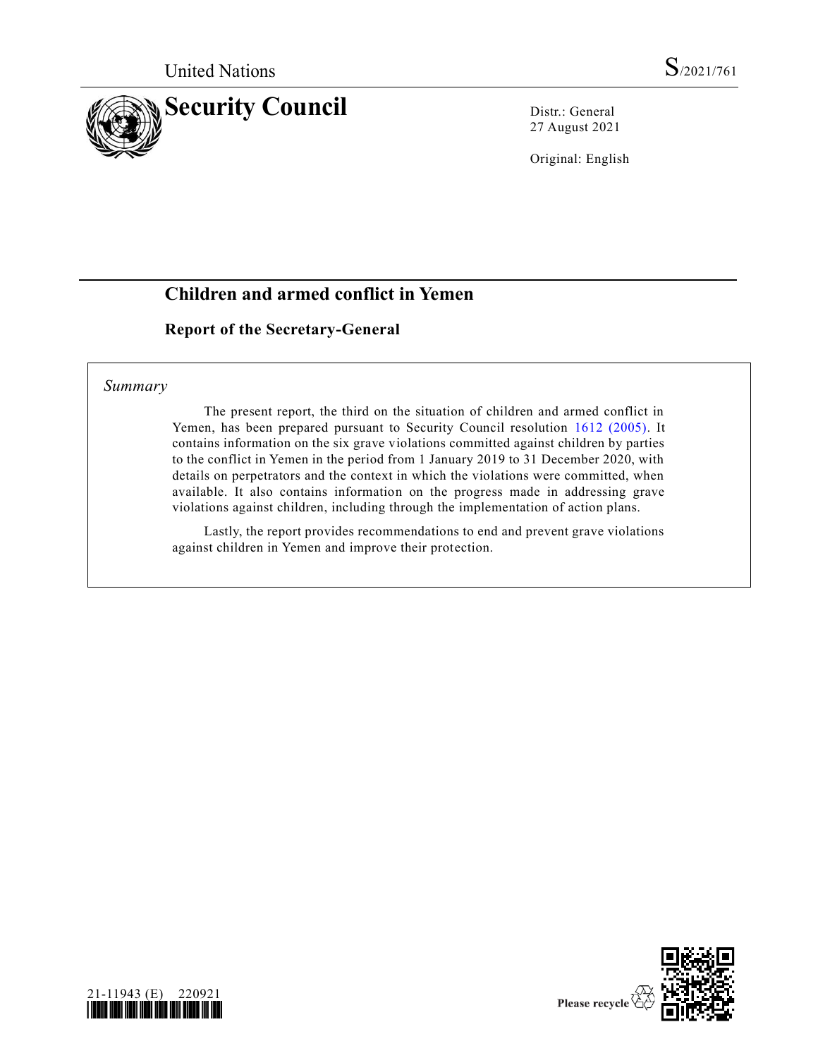United Nations S/2021/761

# Security Council

Distr.: General
27 August 2021

Original: English

## Children and armed conflict in Yemen

### Report of the Secretary-General

*Summary*

The present report, the third on the situation of children and armed conflict in Yemen, has been prepared pursuant to Security Council resolution 1612 (2005). It contains information on the six grave violations committed against children by parties to the conflict in Yemen in the period from 1 January 2019 to 31 December 2020, with details on perpetrators and the context in which the violations were committed, when available. It also contains information on the progress made in addressing grave violations against children, including through the implementation of action plans.

Lastly, the report provides recommendations to end and prevent grave violations against children in Yemen and improve their protection.

21-11943 (E) 220921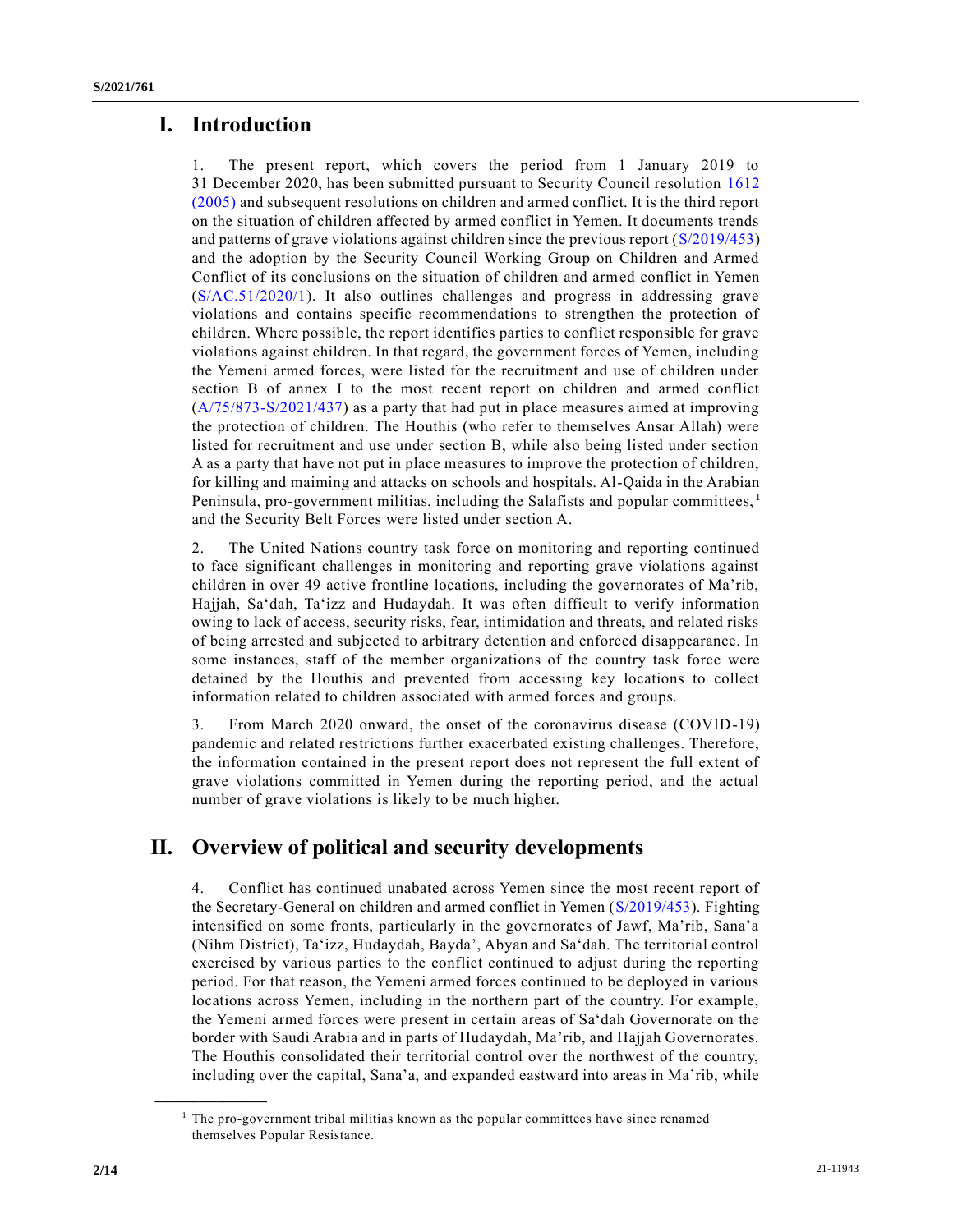# I. Introduction

1. The present report, which covers the period from 1 January 2019 to 31 December 2020, has been submitted pursuant to Security Council resolution 1612 (2005) and subsequent resolutions on children and armed conflict. It is the third report on the situation of children affected by armed conflict in Yemen. It documents trends and patterns of grave violations against children since the previous report (S/2019/453) and the adoption by the Security Council Working Group on Children and Armed Conflict of its conclusions on the situation of children and armed conflict in Yemen (S/AC.51/2020/1). It also outlines challenges and progress in addressing grave violations and contains specific recommendations to strengthen the protection of children. Where possible, the report identifies parties to conflict responsible for grave violations against children. In that regard, the government forces of Yemen, including the Yemeni armed forces, were listed for the recruitment and use of children under section B of annex I to the most recent report on children and armed conflict (A/75/873-S/2021/437) as a party that had put in place measures aimed at improving the protection of children. The Houthis (who refer to themselves Ansar Allah) were listed for recruitment and use under section B, while also being listed under section A as a party that have not put in place measures to improve the protection of children, for killing and maiming and attacks on schools and hospitals. Al-Qaida in the Arabian Peninsula, pro-government militias, including the Salafists and popular committees,[1] and the Security Belt Forces were listed under section A.

2. The United Nations country task force on monitoring and reporting continued to face significant challenges in monitoring and reporting grave violations against children in over 49 active frontline locations, including the governorates of Ma'rib, Hajjah, Sa'dah, Ta'izz and Hudaydah. It was often difficult to verify information owing to lack of access, security risks, fear, intimidation and threats, and related risks of being arrested and subjected to arbitrary detention and enforced disappearance. In some instances, staff of the member organizations of the country task force were detained by the Houthis and prevented from accessing key locations to collect information related to children associated with armed forces and groups.

3. From March 2020 onward, the onset of the coronavirus disease (COVID-19) pandemic and related restrictions further exacerbated existing challenges. Therefore, the information contained in the present report does not represent the full extent of grave violations committed in Yemen during the reporting period, and the actual number of grave violations is likely to be much higher.

# II. Overview of political and security developments

4. Conflict has continued unabated across Yemen since the most recent report of the Secretary-General on children and armed conflict in Yemen (S/2019/453). Fighting intensified on some fronts, particularly in the governorates of Jawf, Ma'rib, Sana'a (Nihm District), Ta'izz, Hudaydah, Bayda', Abyan and Sa'dah. The territorial control exercised by various parties to the conflict continued to adjust during the reporting period. For that reason, the Yemeni armed forces continued to be deployed in various locations across Yemen, including in the northern part of the country. For example, the Yemeni armed forces were present in certain areas of Sa'dah Governorate on the border with Saudi Arabia and in parts of Hudaydah, Ma'rib, and Hajjah Governorates. The Houthis consolidated their territorial control over the northwest of the country, including over the capital, Sana'a, and expanded eastward into areas in Ma'rib, while

[1] The pro-government tribal militias known as the popular committees have since renamed themselves Popular Resistance.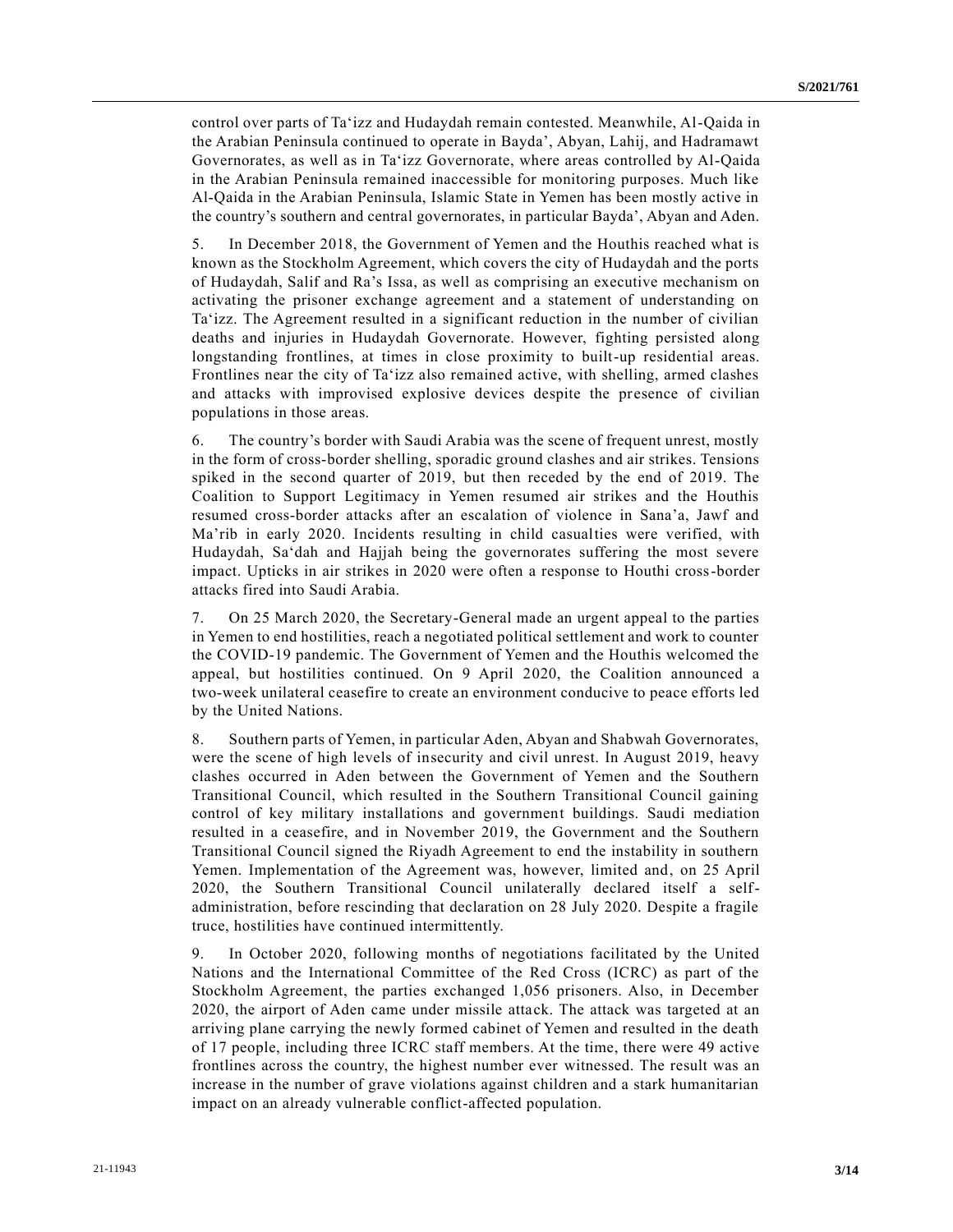control over parts of Ta‘izz and Hudaydah remain contested. Meanwhile, Al-Qaida in the Arabian Peninsula continued to operate in Bayda’, Abyan, Lahij, and Hadramawt Governorates, as well as in Ta‘izz Governorate, where areas controlled by Al-Qaida in the Arabian Peninsula remained inaccessible for monitoring purposes. Much like Al-Qaida in the Arabian Peninsula, Islamic State in Yemen has been mostly active in the country’s southern and central governorates, in particular Bayda’, Abyan and Aden.

5. In December 2018, the Government of Yemen and the Houthis reached what is known as the Stockholm Agreement, which covers the city of Hudaydah and the ports of Hudaydah, Salif and Ra’s Issa, as well as comprising an executive mechanism on activating the prisoner exchange agreement and a statement of understanding on Ta‘izz. The Agreement resulted in a significant reduction in the number of civilian deaths and injuries in Hudaydah Governorate. However, fighting persisted along longstanding frontlines, at times in close proximity to built-up residential areas. Frontlines near the city of Ta‘izz also remained active, with shelling, armed clashes and attacks with improvised explosive devices despite the presence of civilian populations in those areas.

6. The country’s border with Saudi Arabia was the scene of frequent unrest, mostly in the form of cross-border shelling, sporadic ground clashes and air strikes. Tensions spiked in the second quarter of 2019, but then receded by the end of 2019. The Coalition to Support Legitimacy in Yemen resumed air strikes and the Houthis resumed cross-border attacks after an escalation of violence in Sana’a, Jawf and Ma’rib in early 2020. Incidents resulting in child casualties were verified, with Hudaydah, Sa‘dah and Hajjah being the governorates suffering the most severe impact. Upticks in air strikes in 2020 were often a response to Houthi cross-border attacks fired into Saudi Arabia.

7. On 25 March 2020, the Secretary-General made an urgent appeal to the parties in Yemen to end hostilities, reach a negotiated political settlement and work to counter the COVID-19 pandemic. The Government of Yemen and the Houthis welcomed the appeal, but hostilities continued. On 9 April 2020, the Coalition announced a two-week unilateral ceasefire to create an environment conducive to peace efforts led by the United Nations.

8. Southern parts of Yemen, in particular Aden, Abyan and Shabwah Governorates, were the scene of high levels of insecurity and civil unrest. In August 2019, heavy clashes occurred in Aden between the Government of Yemen and the Southern Transitional Council, which resulted in the Southern Transitional Council gaining control of key military installations and government buildings. Saudi mediation resulted in a ceasefire, and in November 2019, the Government and the Southern Transitional Council signed the Riyadh Agreement to end the instability in southern Yemen. Implementation of the Agreement was, however, limited and, on 25 April 2020, the Southern Transitional Council unilaterally declared itself a self-administration, before rescinding that declaration on 28 July 2020. Despite a fragile truce, hostilities have continued intermittently.

9. In October 2020, following months of negotiations facilitated by the United Nations and the International Committee of the Red Cross (ICRC) as part of the Stockholm Agreement, the parties exchanged 1,056 prisoners. Also, in December 2020, the airport of Aden came under missile attack. The attack was targeted at an arriving plane carrying the newly formed cabinet of Yemen and resulted in the death of 17 people, including three ICRC staff members. At the time, there were 49 active frontlines across the country, the highest number ever witnessed. The result was an increase in the number of grave violations against children and a stark humanitarian impact on an already vulnerable conflict-affected population.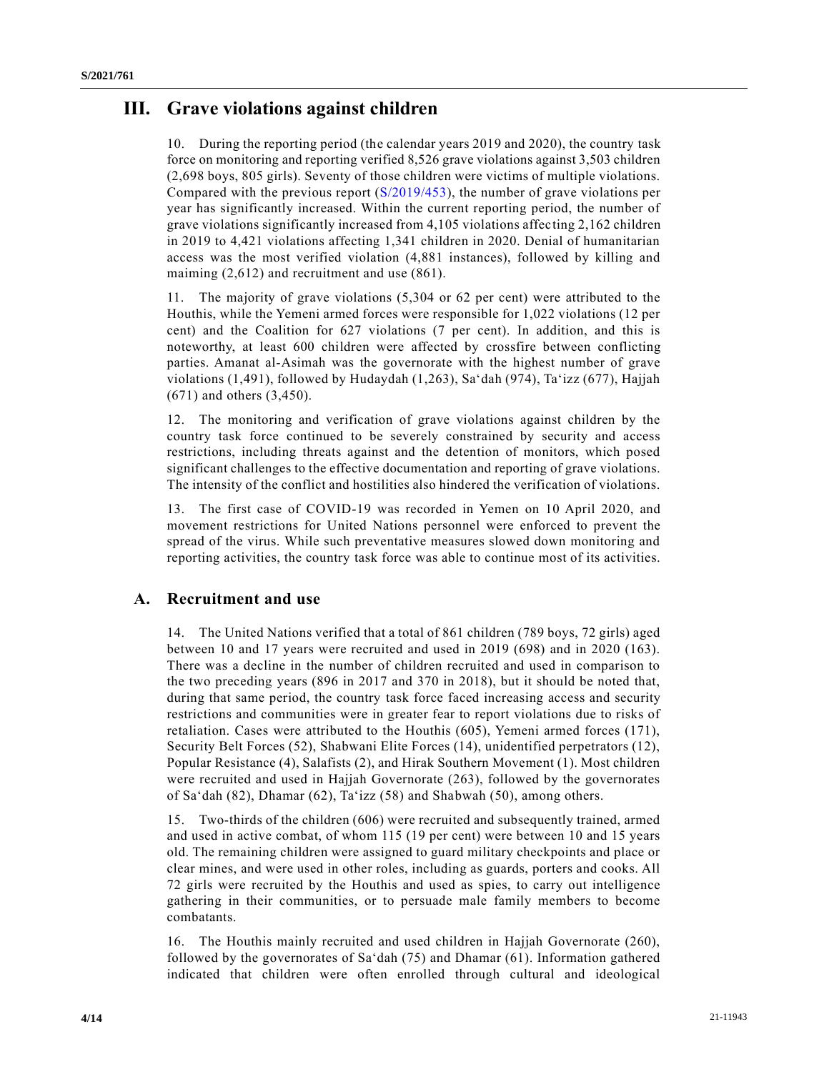# III. Grave violations against children

10. During the reporting period (the calendar years 2019 and 2020), the country task force on monitoring and reporting verified 8,526 grave violations against 3,503 children (2,698 boys, 805 girls). Seventy of those children were victims of multiple violations. Compared with the previous report (S/2019/453), the number of grave violations per year has significantly increased. Within the current reporting period, the number of grave violations significantly increased from 4,105 violations affecting 2,162 children in 2019 to 4,421 violations affecting 1,341 children in 2020. Denial of humanitarian access was the most verified violation (4,881 instances), followed by killing and maiming (2,612) and recruitment and use (861).

11. The majority of grave violations (5,304 or 62 per cent) were attributed to the Houthis, while the Yemeni armed forces were responsible for 1,022 violations (12 per cent) and the Coalition for 627 violations (7 per cent). In addition, and this is noteworthy, at least 600 children were affected by crossfire between conflicting parties. Amanat al-Asimah was the governorate with the highest number of grave violations (1,491), followed by Hudaydah (1,263), Sa'dah (974), Ta'izz (677), Hajjah (671) and others (3,450).

12. The monitoring and verification of grave violations against children by the country task force continued to be severely constrained by security and access restrictions, including threats against and the detention of monitors, which posed significant challenges to the effective documentation and reporting of grave violations. The intensity of the conflict and hostilities also hindered the verification of violations.

13. The first case of COVID-19 was recorded in Yemen on 10 April 2020, and movement restrictions for United Nations personnel were enforced to prevent the spread of the virus. While such preventative measures slowed down monitoring and reporting activities, the country task force was able to continue most of its activities.

## A. Recruitment and use

14. The United Nations verified that a total of 861 children (789 boys, 72 girls) aged between 10 and 17 years were recruited and used in 2019 (698) and in 2020 (163). There was a decline in the number of children recruited and used in comparison to the two preceding years (896 in 2017 and 370 in 2018), but it should be noted that, during that same period, the country task force faced increasing access and security restrictions and communities were in greater fear to report violations due to risks of retaliation. Cases were attributed to the Houthis (605), Yemeni armed forces (171), Security Belt Forces (52), Shabwani Elite Forces (14), unidentified perpetrators (12), Popular Resistance (4), Salafists (2), and Hirak Southern Movement (1). Most children were recruited and used in Hajjah Governorate (263), followed by the governorates of Sa'dah (82), Dhamar (62), Ta'izz (58) and Shabwah (50), among others.

15. Two-thirds of the children (606) were recruited and subsequently trained, armed and used in active combat, of whom 115 (19 per cent) were between 10 and 15 years old. The remaining children were assigned to guard military checkpoints and place or clear mines, and were used in other roles, including as guards, porters and cooks. All 72 girls were recruited by the Houthis and used as spies, to carry out intelligence gathering in their communities, or to persuade male family members to become combatants.

16. The Houthis mainly recruited and used children in Hajjah Governorate (260), followed by the governorates of Sa'dah (75) and Dhamar (61). Information gathered indicated that children were often enrolled through cultural and ideological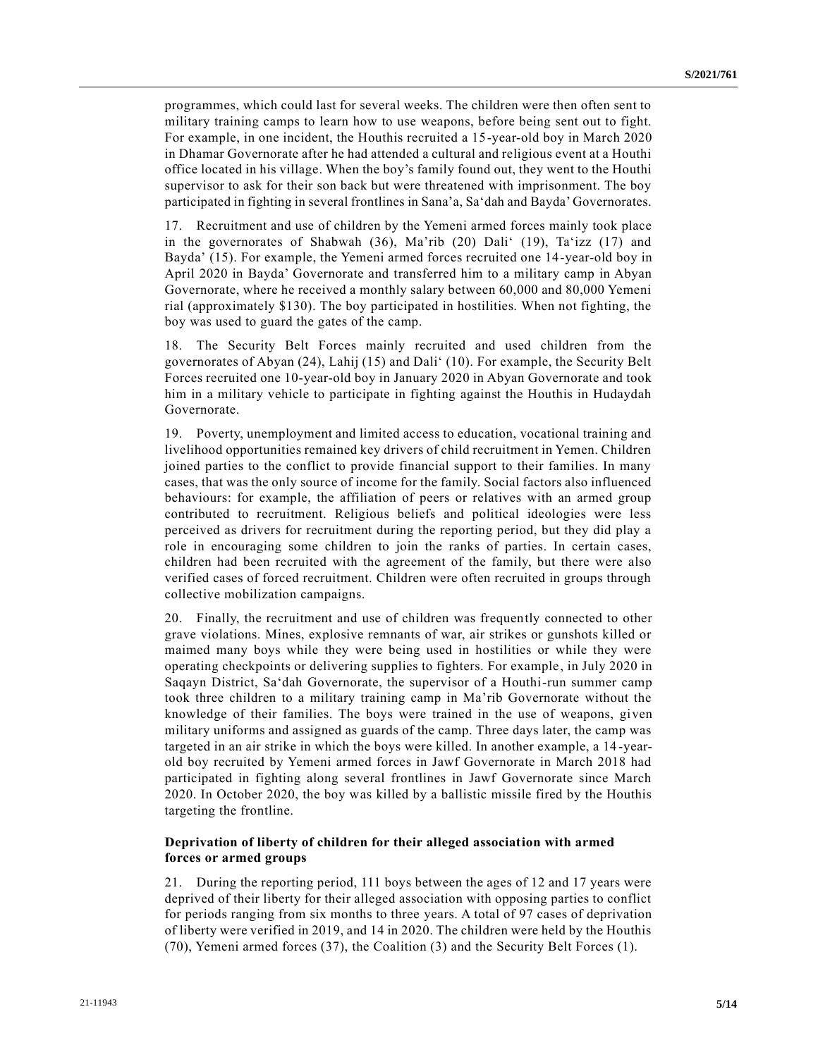programmes, which could last for several weeks. The children were then often sent to military training camps to learn how to use weapons, before being sent out to fight. For example, in one incident, the Houthis recruited a 15-year-old boy in March 2020 in Dhamar Governorate after he had attended a cultural and religious event at a Houthi office located in his village. When the boy's family found out, they went to the Houthi supervisor to ask for their son back but were threatened with imprisonment. The boy participated in fighting in several frontlines in Sana'a, Sa'dah and Bayda' Governorates.

17. Recruitment and use of children by the Yemeni armed forces mainly took place in the governorates of Shabwah (36), Ma'rib (20) Dali' (19), Ta'izz (17) and Bayda' (15). For example, the Yemeni armed forces recruited one 14-year-old boy in April 2020 in Bayda' Governorate and transferred him to a military camp in Abyan Governorate, where he received a monthly salary between 60,000 and 80,000 Yemeni rial (approximately $130). The boy participated in hostilities. When not fighting, the boy was used to guard the gates of the camp.

18. The Security Belt Forces mainly recruited and used children from the governorates of Abyan (24), Lahij (15) and Dali' (10). For example, the Security Belt Forces recruited one 10-year-old boy in January 2020 in Abyan Governorate and took him in a military vehicle to participate in fighting against the Houthis in Hudaydah Governorate.

19. Poverty, unemployment and limited access to education, vocational training and livelihood opportunities remained key drivers of child recruitment in Yemen. Children joined parties to the conflict to provide financial support to their families. In many cases, that was the only source of income for the family. Social factors also influenced behaviours: for example, the affiliation of peers or relatives with an armed group contributed to recruitment. Religious beliefs and political ideologies were less perceived as drivers for recruitment during the reporting period, but they did play a role in encouraging some children to join the ranks of parties. In certain cases, children had been recruited with the agreement of the family, but there were also verified cases of forced recruitment. Children were often recruited in groups through collective mobilization campaigns.

20. Finally, the recruitment and use of children was frequently connected to other grave violations. Mines, explosive remnants of war, air strikes or gunshots killed or maimed many boys while they were being used in hostilities or while they were operating checkpoints or delivering supplies to fighters. For example, in July 2020 in Saqayn District, Sa'dah Governorate, the supervisor of a Houthi-run summer camp took three children to a military training camp in Ma'rib Governorate without the knowledge of their families. The boys were trained in the use of weapons, given military uniforms and assigned as guards of the camp. Three days later, the camp was targeted in an air strike in which the boys were killed. In another example, a 14-year-old boy recruited by Yemeni armed forces in Jawf Governorate in March 2018 had participated in fighting along several frontlines in Jawf Governorate since March 2020. In October 2020, the boy was killed by a ballistic missile fired by the Houthis targeting the frontline.

**Deprivation of liberty of children for their alleged association with armed forces or armed groups**

21. During the reporting period, 111 boys between the ages of 12 and 17 years were deprived of their liberty for their alleged association with opposing parties to conflict for periods ranging from six months to three years. A total of 97 cases of deprivation of liberty were verified in 2019, and 14 in 2020. The children were held by the Houthis (70), Yemeni armed forces (37), the Coalition (3) and the Security Belt Forces (1).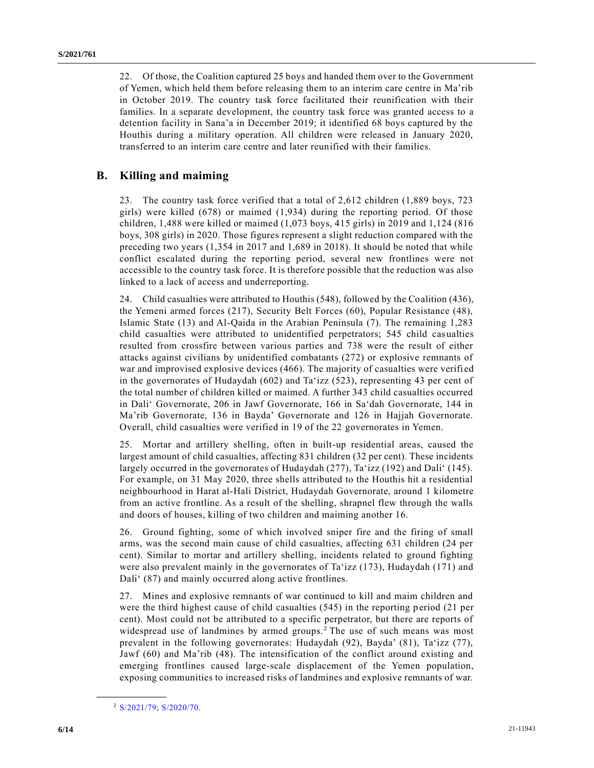22. Of those, the Coalition captured 25 boys and handed them over to the Government of Yemen, which held them before releasing them to an interim care centre in Ma'rib in October 2019. The country task force facilitated their reunification with their families. In a separate development, the country task force was granted access to a detention facility in Sana'a in December 2019; it identified 68 boys captured by the Houthis during a military operation. All children were released in January 2020, transferred to an interim care centre and later reunified with their families.

## B. Killing and maiming

23. The country task force verified that a total of 2,612 children (1,889 boys, 723 girls) were killed (678) or maimed (1,934) during the reporting period. Of those children, 1,488 were killed or maimed (1,073 boys, 415 girls) in 2019 and 1,124 (816 boys, 308 girls) in 2020. Those figures represent a slight reduction compared with the preceding two years (1,354 in 2017 and 1,689 in 2018). It should be noted that while conflict escalated during the reporting period, several new frontlines were not accessible to the country task force. It is therefore possible that the reduction was also linked to a lack of access and underreporting.

24. Child casualties were attributed to Houthis (548), followed by the Coalition (436), the Yemeni armed forces (217), Security Belt Forces (60), Popular Resistance (48), Islamic State (13) and Al-Qaida in the Arabian Peninsula (7). The remaining 1,283 child casualties were attributed to unidentified perpetrators; 545 child casualties resulted from crossfire between various parties and 738 were the result of either attacks against civilians by unidentified combatants (272) or explosive remnants of war and improvised explosive devices (466). The majority of casualties were verified in the governorates of Hudaydah (602) and Ta'izz (523), representing 43 per cent of the total number of children killed or maimed. A further 343 child casualties occurred in Dali' Governorate, 206 in Jawf Governorate, 166 in Sa'dah Governorate, 144 in Ma'rib Governorate, 136 in Bayda' Governorate and 126 in Hajjah Governorate. Overall, child casualties were verified in 19 of the 22 governorates in Yemen.

25. Mortar and artillery shelling, often in built-up residential areas, caused the largest amount of child casualties, affecting 831 children (32 per cent). These incidents largely occurred in the governorates of Hudaydah (277), Ta'izz (192) and Dali' (145). For example, on 31 May 2020, three shells attributed to the Houthis hit a residential neighbourhood in Harat al-Hali District, Hudaydah Governorate, around 1 kilometre from an active frontline. As a result of the shelling, shrapnel flew through the walls and doors of houses, killing of two children and maiming another 16.

26. Ground fighting, some of which involved sniper fire and the firing of small arms, was the second main cause of child casualties, affecting 631 children (24 per cent). Similar to mortar and artillery shelling, incidents related to ground fighting were also prevalent mainly in the governorates of Ta'izz (173), Hudaydah (171) and Dali' (87) and mainly occurred along active frontlines.

27. Mines and explosive remnants of war continued to kill and maim children and were the third highest cause of child casualties (545) in the reporting period (21 per cent). Most could not be attributed to a specific perpetrator, but there are reports of widespread use of landmines by armed groups.[2] The use of such means was most prevalent in the following governorates: Hudaydah (92), Bayda' (81), Ta'izz (77), Jawf (60) and Ma'rib (48). The intensification of the conflict around existing and emerging frontlines caused large-scale displacement of the Yemen population, exposing communities to increased risks of landmines and explosive remnants of war.

[2] S/2021/79; S/2020/70.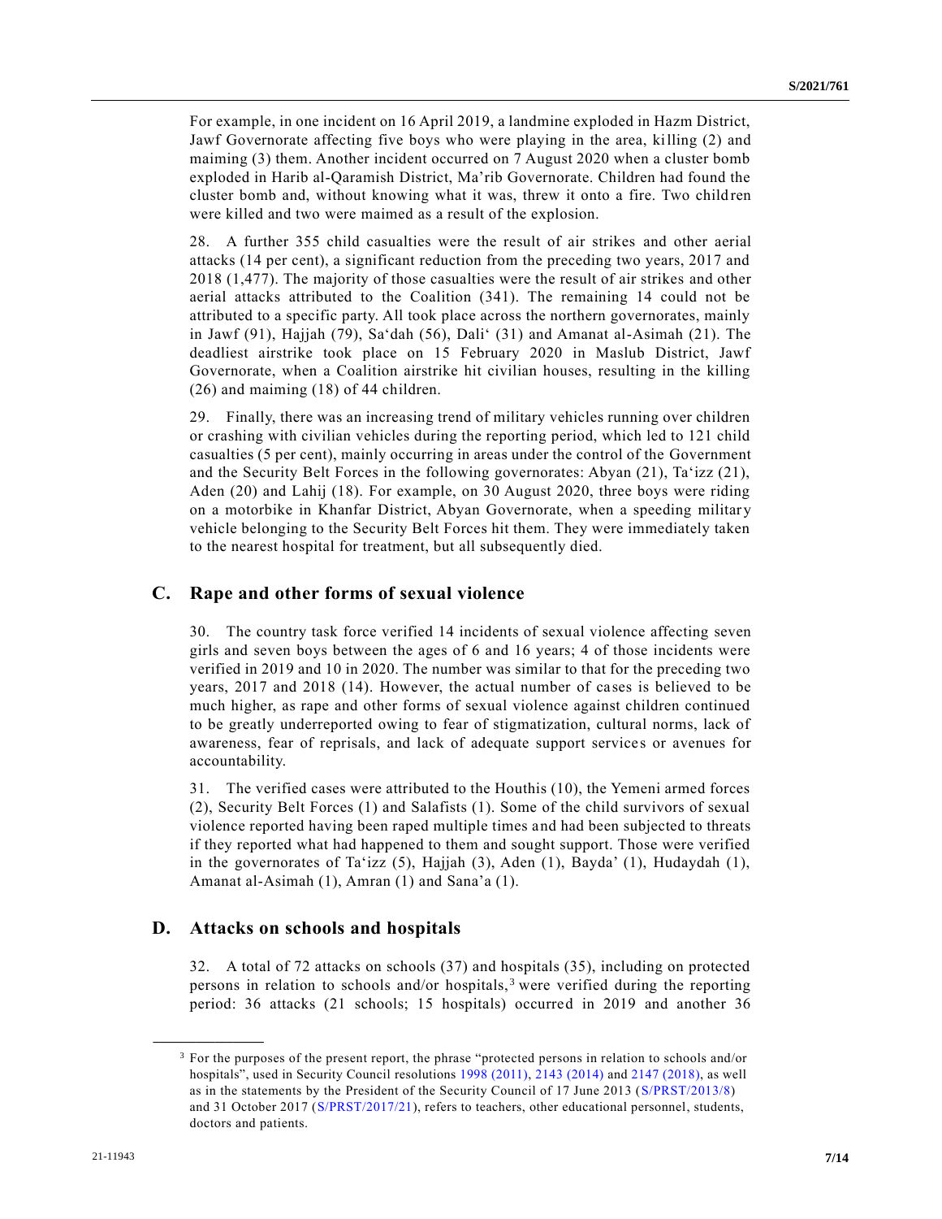For example, in one incident on 16 April 2019, a landmine exploded in Hazm District, Jawf Governorate affecting five boys who were playing in the area, killing (2) and maiming (3) them. Another incident occurred on 7 August 2020 when a cluster bomb exploded in Harib al-Qaramish District, Ma'rib Governorate. Children had found the cluster bomb and, without knowing what it was, threw it onto a fire. Two children were killed and two were maimed as a result of the explosion.

28. A further 355 child casualties were the result of air strikes and other aerial attacks (14 per cent), a significant reduction from the preceding two years, 2017 and 2018 (1,477). The majority of those casualties were the result of air strikes and other aerial attacks attributed to the Coalition (341). The remaining 14 could not be attributed to a specific party. All took place across the northern governorates, mainly in Jawf (91), Hajjah (79), Sa'dah (56), Dali' (31) and Amanat al-Asimah (21). The deadliest airstrike took place on 15 February 2020 in Maslub District, Jawf Governorate, when a Coalition airstrike hit civilian houses, resulting in the killing (26) and maiming (18) of 44 children.

29. Finally, there was an increasing trend of military vehicles running over children or crashing with civilian vehicles during the reporting period, which led to 121 child casualties (5 per cent), mainly occurring in areas under the control of the Government and the Security Belt Forces in the following governorates: Abyan (21), Ta'izz (21), Aden (20) and Lahij (18). For example, on 30 August 2020, three boys were riding on a motorbike in Khanfar District, Abyan Governorate, when a speeding military vehicle belonging to the Security Belt Forces hit them. They were immediately taken to the nearest hospital for treatment, but all subsequently died.

## C. Rape and other forms of sexual violence

30. The country task force verified 14 incidents of sexual violence affecting seven girls and seven boys between the ages of 6 and 16 years; 4 of those incidents were verified in 2019 and 10 in 2020. The number was similar to that for the preceding two years, 2017 and 2018 (14). However, the actual number of cases is believed to be much higher, as rape and other forms of sexual violence against children continued to be greatly underreported owing to fear of stigmatization, cultural norms, lack of awareness, fear of reprisals, and lack of adequate support services or avenues for accountability.

31. The verified cases were attributed to the Houthis (10), the Yemeni armed forces (2), Security Belt Forces (1) and Salafists (1). Some of the child survivors of sexual violence reported having been raped multiple times and had been subjected to threats if they reported what had happened to them and sought support. Those were verified in the governorates of Ta'izz (5), Hajjah (3), Aden (1), Bayda' (1), Hudaydah (1), Amanat al-Asimah (1), Amran (1) and Sana'a (1).

## D. Attacks on schools and hospitals

32. A total of 72 attacks on schools (37) and hospitals (35), including on protected persons in relation to schools and/or hospitals,[3] were verified during the reporting period: 36 attacks (21 schools; 15 hospitals) occurred in 2019 and another 36

[3] For the purposes of the present report, the phrase "protected persons in relation to schools and/or hospitals", used in Security Council resolutions 1998 (2011), 2143 (2014) and 2147 (2018), as well as in the statements by the President of the Security Council of 17 June 2013 (S/PRST/2013/8) and 31 October 2017 (S/PRST/2017/21), refers to teachers, other educational personnel, students, doctors and patients.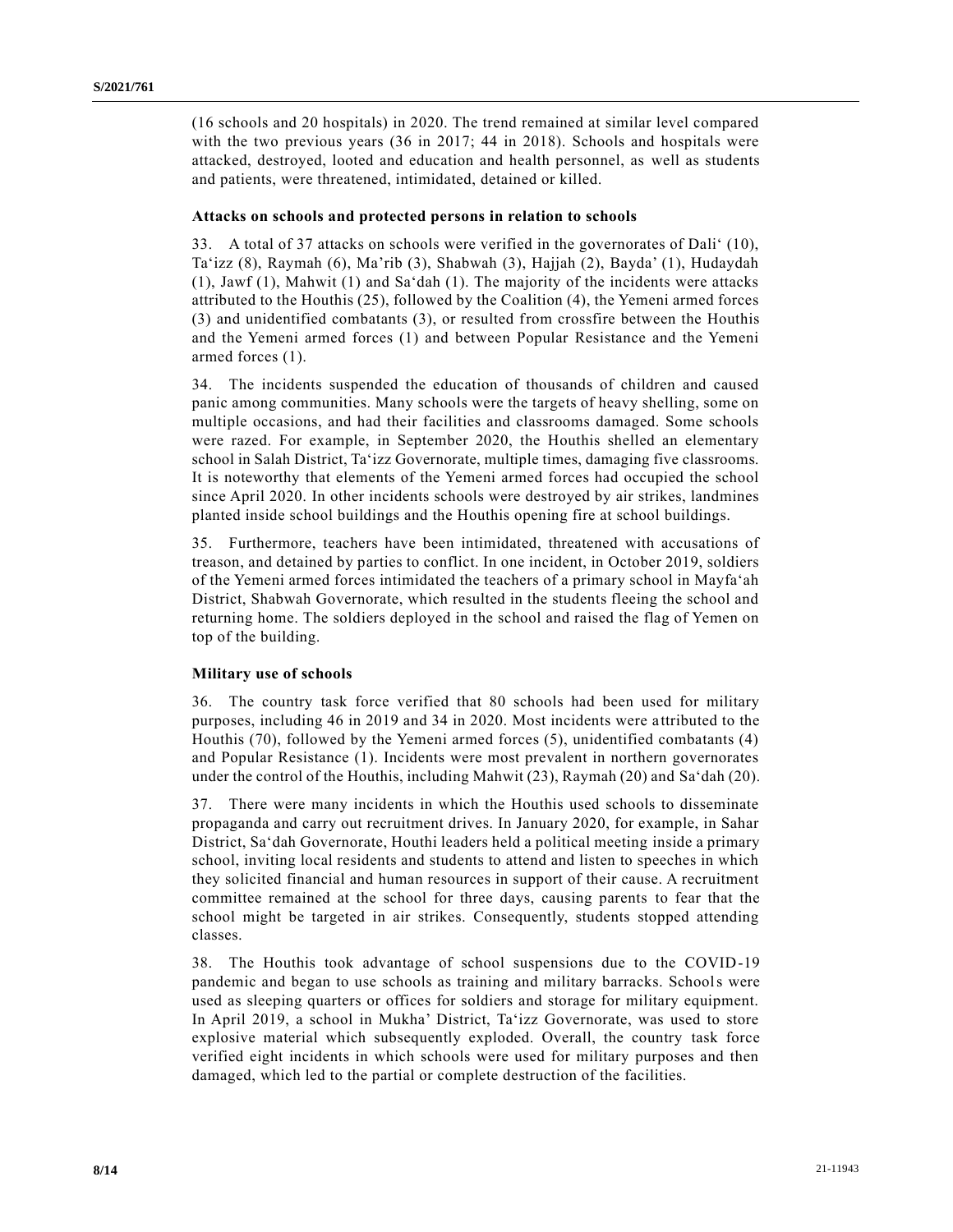(16 schools and 20 hospitals) in 2020. The trend remained at similar level compared with the two previous years (36 in 2017; 44 in 2018). Schools and hospitals were attacked, destroyed, looted and education and health personnel, as well as students and patients, were threatened, intimidated, detained or killed.

### Attacks on schools and protected persons in relation to schools

33. A total of 37 attacks on schools were verified in the governorates of Dali‘ (10), Ta‘izz (8), Raymah (6), Ma’rib (3), Shabwah (3), Hajjah (2), Bayda’ (1), Hudaydah (1), Jawf (1), Mahwit (1) and Sa‘dah (1). The majority of the incidents were attacks attributed to the Houthis (25), followed by the Coalition (4), the Yemeni armed forces (3) and unidentified combatants (3), or resulted from crossfire between the Houthis and the Yemeni armed forces (1) and between Popular Resistance and the Yemeni armed forces (1).

34. The incidents suspended the education of thousands of children and caused panic among communities. Many schools were the targets of heavy shelling, some on multiple occasions, and had their facilities and classrooms damaged. Some schools were razed. For example, in September 2020, the Houthis shelled an elementary school in Salah District, Ta‘izz Governorate, multiple times, damaging five classrooms. It is noteworthy that elements of the Yemeni armed forces had occupied the school since April 2020. In other incidents schools were destroyed by air strikes, landmines planted inside school buildings and the Houthis opening fire at school buildings.

35. Furthermore, teachers have been intimidated, threatened with accusations of treason, and detained by parties to conflict. In one incident, in October 2019, soldiers of the Yemeni armed forces intimidated the teachers of a primary school in Mayfa‘ah District, Shabwah Governorate, which resulted in the students fleeing the school and returning home. The soldiers deployed in the school and raised the flag of Yemen on top of the building.

### Military use of schools

36. The country task force verified that 80 schools had been used for military purposes, including 46 in 2019 and 34 in 2020. Most incidents were attributed to the Houthis (70), followed by the Yemeni armed forces (5), unidentified combatants (4) and Popular Resistance (1). Incidents were most prevalent in northern governorates under the control of the Houthis, including Mahwit (23), Raymah (20) and Sa‘dah (20).

37. There were many incidents in which the Houthis used schools to disseminate propaganda and carry out recruitment drives. In January 2020, for example, in Sahar District, Sa‘dah Governorate, Houthi leaders held a political meeting inside a primary school, inviting local residents and students to attend and listen to speeches in which they solicited financial and human resources in support of their cause. A recruitment committee remained at the school for three days, causing parents to fear that the school might be targeted in air strikes. Consequently, students stopped attending classes.

38. The Houthis took advantage of school suspensions due to the COVID-19 pandemic and began to use schools as training and military barracks. Schools were used as sleeping quarters or offices for soldiers and storage for military equipment. In April 2019, a school in Mukha’ District, Ta‘izz Governorate, was used to store explosive material which subsequently exploded. Overall, the country task force verified eight incidents in which schools were used for military purposes and then damaged, which led to the partial or complete destruction of the facilities.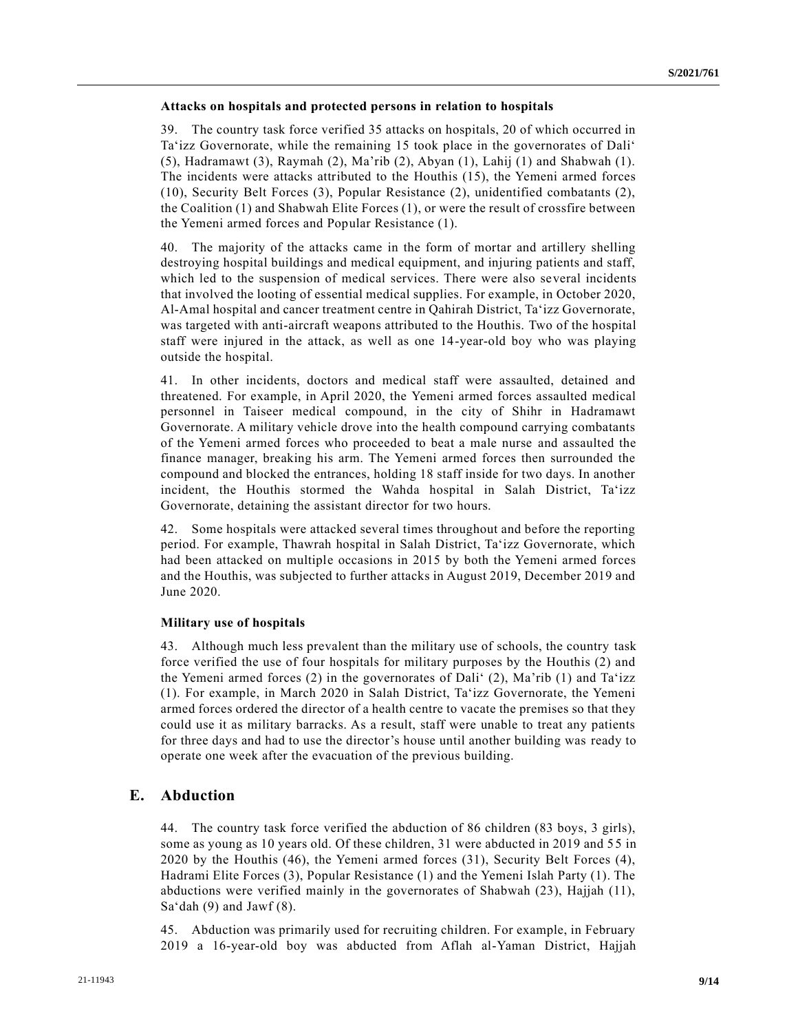**Attacks on hospitals and protected persons in relation to hospitals**

39. The country task force verified 35 attacks on hospitals, 20 of which occurred in Ta'izz Governorate, while the remaining 15 took place in the governorates of Dali' (5), Hadramawt (3), Raymah (2), Ma'rib (2), Abyan (1), Lahij (1) and Shabwah (1). The incidents were attacks attributed to the Houthis (15), the Yemeni armed forces (10), Security Belt Forces (3), Popular Resistance (2), unidentified combatants (2), the Coalition (1) and Shabwah Elite Forces (1), or were the result of crossfire between the Yemeni armed forces and Popular Resistance (1).

40. The majority of the attacks came in the form of mortar and artillery shelling destroying hospital buildings and medical equipment, and injuring patients and staff, which led to the suspension of medical services. There were also several incidents that involved the looting of essential medical supplies. For example, in October 2020, Al-Amal hospital and cancer treatment centre in Qahirah District, Ta'izz Governorate, was targeted with anti-aircraft weapons attributed to the Houthis. Two of the hospital staff were injured in the attack, as well as one 14-year-old boy who was playing outside the hospital.

41. In other incidents, doctors and medical staff were assaulted, detained and threatened. For example, in April 2020, the Yemeni armed forces assaulted medical personnel in Taiseer medical compound, in the city of Shihr in Hadramawt Governorate. A military vehicle drove into the health compound carrying combatants of the Yemeni armed forces who proceeded to beat a male nurse and assaulted the finance manager, breaking his arm. The Yemeni armed forces then surrounded the compound and blocked the entrances, holding 18 staff inside for two days. In another incident, the Houthis stormed the Wahda hospital in Salah District, Ta'izz Governorate, detaining the assistant director for two hours.

42. Some hospitals were attacked several times throughout and before the reporting period. For example, Thawrah hospital in Salah District, Ta'izz Governorate, which had been attacked on multiple occasions in 2015 by both the Yemeni armed forces and the Houthis, was subjected to further attacks in August 2019, December 2019 and June 2020.

**Military use of hospitals**

43. Although much less prevalent than the military use of schools, the country task force verified the use of four hospitals for military purposes by the Houthis (2) and the Yemeni armed forces (2) in the governorates of Dali' (2), Ma'rib (1) and Ta'izz (1). For example, in March 2020 in Salah District, Ta'izz Governorate, the Yemeni armed forces ordered the director of a health centre to vacate the premises so that they could use it as military barracks. As a result, staff were unable to treat any patients for three days and had to use the director's house until another building was ready to operate one week after the evacuation of the previous building.

## E. Abduction

44. The country task force verified the abduction of 86 children (83 boys, 3 girls), some as young as 10 years old. Of these children, 31 were abducted in 2019 and 55 in 2020 by the Houthis (46), the Yemeni armed forces (31), Security Belt Forces (4), Hadrami Elite Forces (3), Popular Resistance (1) and the Yemeni Islah Party (1). The abductions were verified mainly in the governorates of Shabwah (23), Hajjah (11), Sa'dah (9) and Jawf (8).

45. Abduction was primarily used for recruiting children. For example, in February 2019 a 16-year-old boy was abducted from Aflah al-Yaman District, Hajjah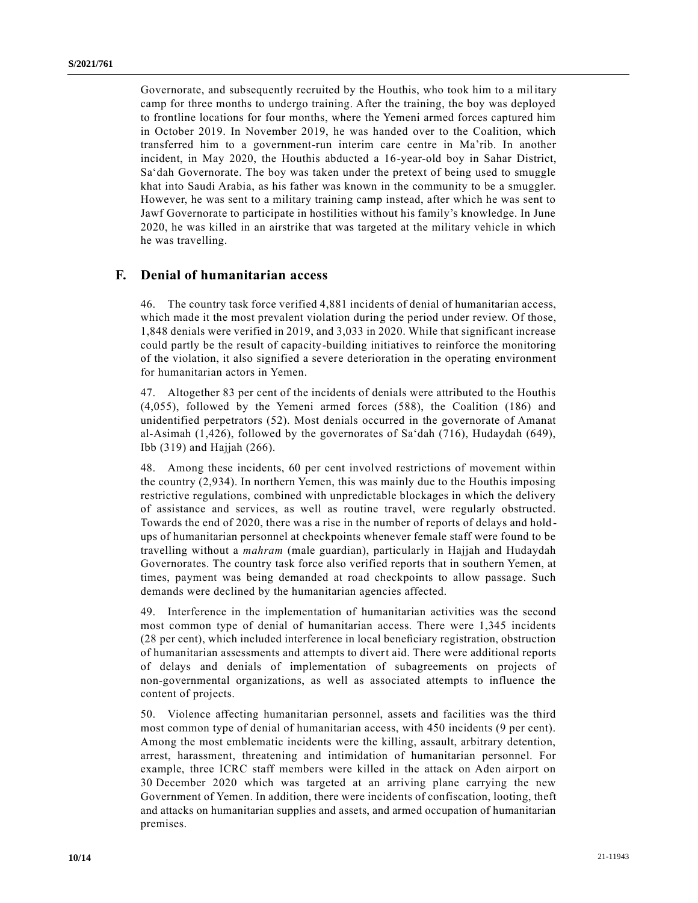Governorate, and subsequently recruited by the Houthis, who took him to a military camp for three months to undergo training. After the training, the boy was deployed to frontline locations for four months, where the Yemeni armed forces captured him in October 2019. In November 2019, he was handed over to the Coalition, which transferred him to a government-run interim care centre in Ma'rib. In another incident, in May 2020, the Houthis abducted a 16-year-old boy in Sahar District, Sa'dah Governorate. The boy was taken under the pretext of being used to smuggle khat into Saudi Arabia, as his father was known in the community to be a smuggler. However, he was sent to a military training camp instead, after which he was sent to Jawf Governorate to participate in hostilities without his family's knowledge. In June 2020, he was killed in an airstrike that was targeted at the military vehicle in which he was travelling.

## F. Denial of humanitarian access

46. The country task force verified 4,881 incidents of denial of humanitarian access, which made it the most prevalent violation during the period under review. Of those, 1,848 denials were verified in 2019, and 3,033 in 2020. While that significant increase could partly be the result of capacity-building initiatives to reinforce the monitoring of the violation, it also signified a severe deterioration in the operating environment for humanitarian actors in Yemen.

47. Altogether 83 per cent of the incidents of denials were attributed to the Houthis (4,055), followed by the Yemeni armed forces (588), the Coalition (186) and unidentified perpetrators (52). Most denials occurred in the governorate of Amanat al-Asimah (1,426), followed by the governorates of Sa'dah (716), Hudaydah (649), Ibb (319) and Hajjah (266).

48. Among these incidents, 60 per cent involved restrictions of movement within the country (2,934). In northern Yemen, this was mainly due to the Houthis imposing restrictive regulations, combined with unpredictable blockages in which the delivery of assistance and services, as well as routine travel, were regularly obstructed. Towards the end of 2020, there was a rise in the number of reports of delays and hold-ups of humanitarian personnel at checkpoints whenever female staff were found to be travelling without a *mahram* (male guardian), particularly in Hajjah and Hudaydah Governorates. The country task force also verified reports that in southern Yemen, at times, payment was being demanded at road checkpoints to allow passage. Such demands were declined by the humanitarian agencies affected.

49. Interference in the implementation of humanitarian activities was the second most common type of denial of humanitarian access. There were 1,345 incidents (28 per cent), which included interference in local beneficiary registration, obstruction of humanitarian assessments and attempts to divert aid. There were additional reports of delays and denials of implementation of subagreements on projects of non-governmental organizations, as well as associated attempts to influence the content of projects.

50. Violence affecting humanitarian personnel, assets and facilities was the third most common type of denial of humanitarian access, with 450 incidents (9 per cent). Among the most emblematic incidents were the killing, assault, arbitrary detention, arrest, harassment, threatening and intimidation of humanitarian personnel. For example, three ICRC staff members were killed in the attack on Aden airport on 30 December 2020 which was targeted at an arriving plane carrying the new Government of Yemen. In addition, there were incidents of confiscation, looting, theft and attacks on humanitarian supplies and assets, and armed occupation of humanitarian premises.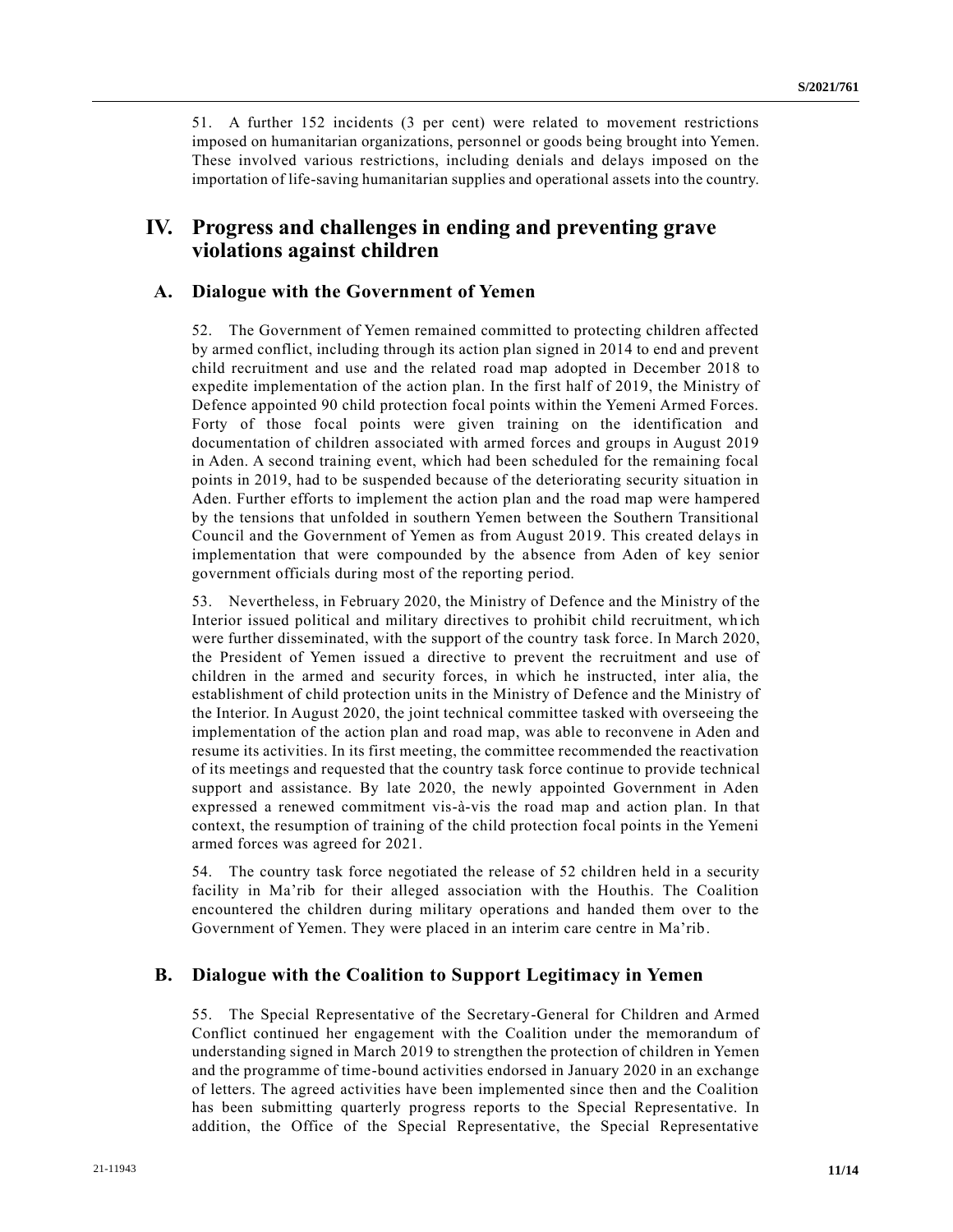51. A further 152 incidents (3 per cent) were related to movement restrictions imposed on humanitarian organizations, personnel or goods being brought into Yemen. These involved various restrictions, including denials and delays imposed on the importation of life-saving humanitarian supplies and operational assets into the country.

# IV. Progress and challenges in ending and preventing grave violations against children

## A. Dialogue with the Government of Yemen

52. The Government of Yemen remained committed to protecting children affected by armed conflict, including through its action plan signed in 2014 to end and prevent child recruitment and use and the related road map adopted in December 2018 to expedite implementation of the action plan. In the first half of 2019, the Ministry of Defence appointed 90 child protection focal points within the Yemeni Armed Forces. Forty of those focal points were given training on the identification and documentation of children associated with armed forces and groups in August 2019 in Aden. A second training event, which had been scheduled for the remaining focal points in 2019, had to be suspended because of the deteriorating security situation in Aden. Further efforts to implement the action plan and the road map were hampered by the tensions that unfolded in southern Yemen between the Southern Transitional Council and the Government of Yemen as from August 2019. This created delays in implementation that were compounded by the absence from Aden of key senior government officials during most of the reporting period.

53. Nevertheless, in February 2020, the Ministry of Defence and the Ministry of the Interior issued political and military directives to prohibit child recruitment, which were further disseminated, with the support of the country task force. In March 2020, the President of Yemen issued a directive to prevent the recruitment and use of children in the armed and security forces, in which he instructed, inter alia, the establishment of child protection units in the Ministry of Defence and the Ministry of the Interior. In August 2020, the joint technical committee tasked with overseeing the implementation of the action plan and road map, was able to reconvene in Aden and resume its activities. In its first meeting, the committee recommended the reactivation of its meetings and requested that the country task force continue to provide technical support and assistance. By late 2020, the newly appointed Government in Aden expressed a renewed commitment vis-à-vis the road map and action plan. In that context, the resumption of training of the child protection focal points in the Yemeni armed forces was agreed for 2021.

54. The country task force negotiated the release of 52 children held in a security facility in Ma'rib for their alleged association with the Houthis. The Coalition encountered the children during military operations and handed them over to the Government of Yemen. They were placed in an interim care centre in Ma'rib.

## B. Dialogue with the Coalition to Support Legitimacy in Yemen

55. The Special Representative of the Secretary-General for Children and Armed Conflict continued her engagement with the Coalition under the memorandum of understanding signed in March 2019 to strengthen the protection of children in Yemen and the programme of time-bound activities endorsed in January 2020 in an exchange of letters. The agreed activities have been implemented since then and the Coalition has been submitting quarterly progress reports to the Special Representative. In addition, the Office of the Special Representative, the Special Representative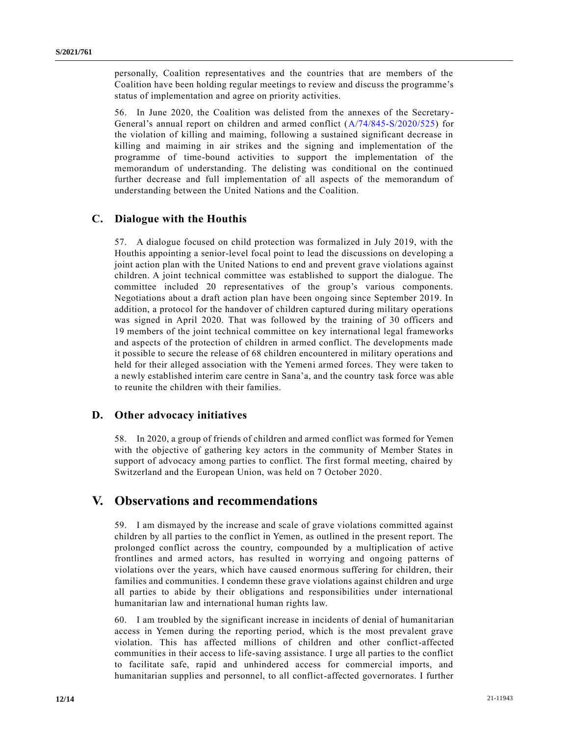personally, Coalition representatives and the countries that are members of the Coalition have been holding regular meetings to review and discuss the programme's status of implementation and agree on priority activities.

56. In June 2020, the Coalition was delisted from the annexes of the Secretary-General's annual report on children and armed conflict (A/74/845-S/2020/525) for the violation of killing and maiming, following a sustained significant decrease in killing and maiming in air strikes and the signing and implementation of the programme of time-bound activities to support the implementation of the memorandum of understanding. The delisting was conditional on the continued further decrease and full implementation of all aspects of the memorandum of understanding between the United Nations and the Coalition.

## C. Dialogue with the Houthis

57. A dialogue focused on child protection was formalized in July 2019, with the Houthis appointing a senior-level focal point to lead the discussions on developing a joint action plan with the United Nations to end and prevent grave violations against children. A joint technical committee was established to support the dialogue. The committee included 20 representatives of the group's various components. Negotiations about a draft action plan have been ongoing since September 2019. In addition, a protocol for the handover of children captured during military operations was signed in April 2020. That was followed by the training of 30 officers and 19 members of the joint technical committee on key international legal frameworks and aspects of the protection of children in armed conflict. The developments made it possible to secure the release of 68 children encountered in military operations and held for their alleged association with the Yemeni armed forces. They were taken to a newly established interim care centre in Sana'a, and the country task force was able to reunite the children with their families.

## D. Other advocacy initiatives

58. In 2020, a group of friends of children and armed conflict was formed for Yemen with the objective of gathering key actors in the community of Member States in support of advocacy among parties to conflict. The first formal meeting, chaired by Switzerland and the European Union, was held on 7 October 2020.

# V. Observations and recommendations

59. I am dismayed by the increase and scale of grave violations committed against children by all parties to the conflict in Yemen, as outlined in the present report. The prolonged conflict across the country, compounded by a multiplication of active frontlines and armed actors, has resulted in worrying and ongoing patterns of violations over the years, which have caused enormous suffering for children, their families and communities. I condemn these grave violations against children and urge all parties to abide by their obligations and responsibilities under international humanitarian law and international human rights law.

60. I am troubled by the significant increase in incidents of denial of humanitarian access in Yemen during the reporting period, which is the most prevalent grave violation. This has affected millions of children and other conflict-affected communities in their access to life-saving assistance. I urge all parties to the conflict to facilitate safe, rapid and unhindered access for commercial imports, and humanitarian supplies and personnel, to all conflict-affected governorates. I further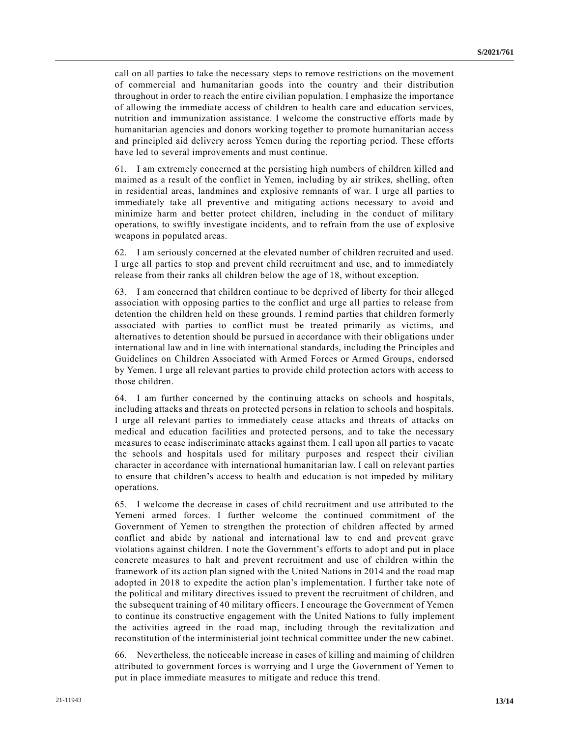call on all parties to take the necessary steps to remove restrictions on the movement of commercial and humanitarian goods into the country and their distribution throughout in order to reach the entire civilian population. I emphasize the importance of allowing the immediate access of children to health care and education services, nutrition and immunization assistance. I welcome the constructive efforts made by humanitarian agencies and donors working together to promote humanitarian access and principled aid delivery across Yemen during the reporting period. These efforts have led to several improvements and must continue.

61. I am extremely concerned at the persisting high numbers of children killed and maimed as a result of the conflict in Yemen, including by air strikes, shelling, often in residential areas, landmines and explosive remnants of war. I urge all parties to immediately take all preventive and mitigating actions necessary to avoid and minimize harm and better protect children, including in the conduct of military operations, to swiftly investigate incidents, and to refrain from the use of explosive weapons in populated areas.

62. I am seriously concerned at the elevated number of children recruited and used. I urge all parties to stop and prevent child recruitment and use, and to immediately release from their ranks all children below the age of 18, without exception.

63. I am concerned that children continue to be deprived of liberty for their alleged association with opposing parties to the conflict and urge all parties to release from detention the children held on these grounds. I remind parties that children formerly associated with parties to conflict must be treated primarily as victims, and alternatives to detention should be pursued in accordance with their obligations under international law and in line with international standards, including the Principles and Guidelines on Children Associated with Armed Forces or Armed Groups, endorsed by Yemen. I urge all relevant parties to provide child protection actors with access to those children.

64. I am further concerned by the continuing attacks on schools and hospitals, including attacks and threats on protected persons in relation to schools and hospitals. I urge all relevant parties to immediately cease attacks and threats of attacks on medical and education facilities and protected persons, and to take the necessary measures to cease indiscriminate attacks against them. I call upon all parties to vacate the schools and hospitals used for military purposes and respect their civilian character in accordance with international humanitarian law. I call on relevant parties to ensure that children's access to health and education is not impeded by military operations.

65. I welcome the decrease in cases of child recruitment and use attributed to the Yemeni armed forces. I further welcome the continued commitment of the Government of Yemen to strengthen the protection of children affected by armed conflict and abide by national and international law to end and prevent grave violations against children. I note the Government's efforts to adopt and put in place concrete measures to halt and prevent recruitment and use of children within the framework of its action plan signed with the United Nations in 2014 and the road map adopted in 2018 to expedite the action plan's implementation. I further take note of the political and military directives issued to prevent the recruitment of children, and the subsequent training of 40 military officers. I encourage the Government of Yemen to continue its constructive engagement with the United Nations to fully implement the activities agreed in the road map, including through the revitalization and reconstitution of the interministerial joint technical committee under the new cabinet.

66. Nevertheless, the noticeable increase in cases of killing and maiming of children attributed to government forces is worrying and I urge the Government of Yemen to put in place immediate measures to mitigate and reduce this trend.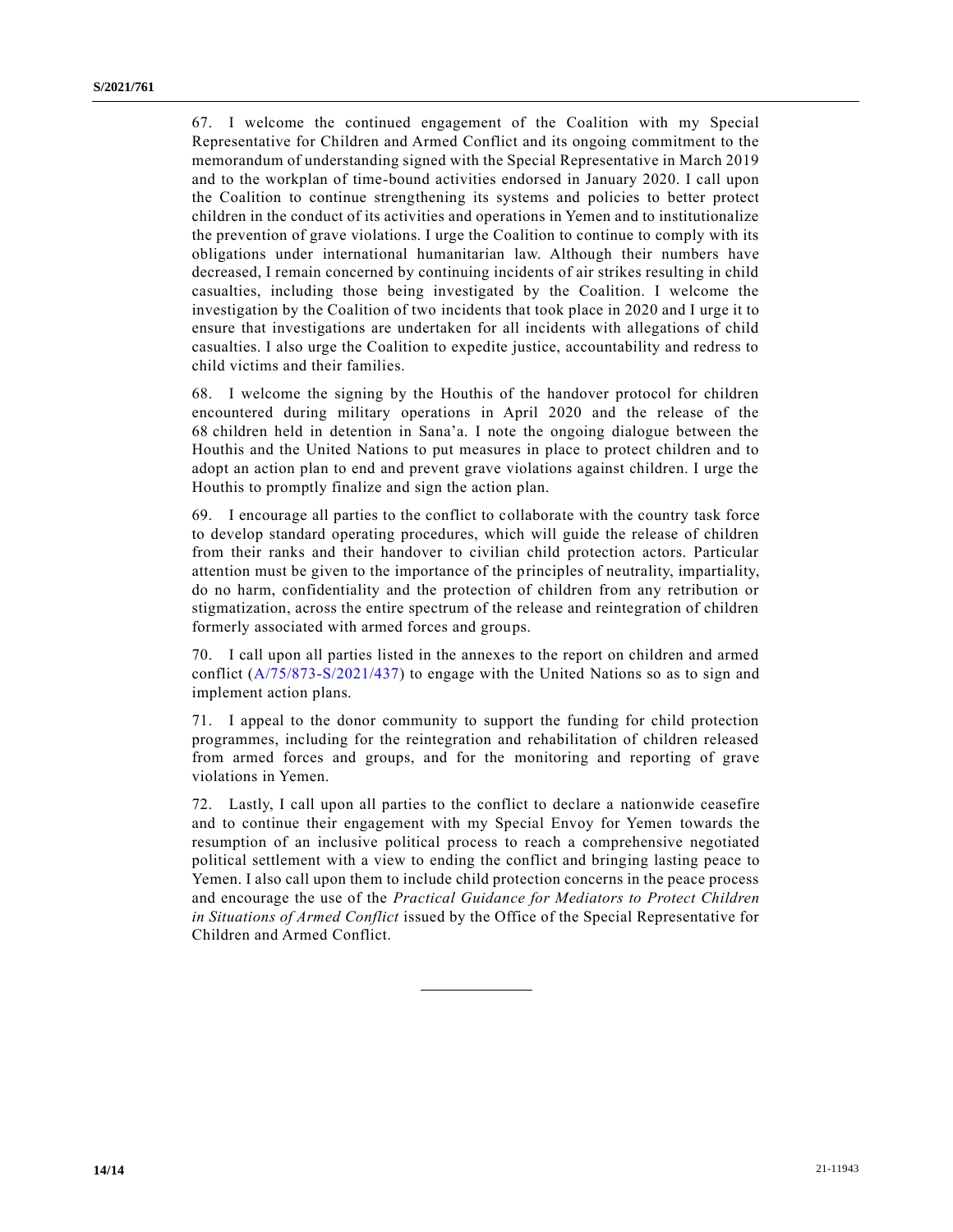67. I welcome the continued engagement of the Coalition with my Special Representative for Children and Armed Conflict and its ongoing commitment to the memorandum of understanding signed with the Special Representative in March 2019 and to the workplan of time-bound activities endorsed in January 2020. I call upon the Coalition to continue strengthening its systems and policies to better protect children in the conduct of its activities and operations in Yemen and to institutionalize the prevention of grave violations. I urge the Coalition to continue to comply with its obligations under international humanitarian law. Although their numbers have decreased, I remain concerned by continuing incidents of air strikes resulting in child casualties, including those being investigated by the Coalition. I welcome the investigation by the Coalition of two incidents that took place in 2020 and I urge it to ensure that investigations are undertaken for all incidents with allegations of child casualties. I also urge the Coalition to expedite justice, accountability and redress to child victims and their families.

68. I welcome the signing by the Houthis of the handover protocol for children encountered during military operations in April 2020 and the release of the 68 children held in detention in Sana'a. I note the ongoing dialogue between the Houthis and the United Nations to put measures in place to protect children and to adopt an action plan to end and prevent grave violations against children. I urge the Houthis to promptly finalize and sign the action plan.

69. I encourage all parties to the conflict to collaborate with the country task force to develop standard operating procedures, which will guide the release of children from their ranks and their handover to civilian child protection actors. Particular attention must be given to the importance of the principles of neutrality, impartiality, do no harm, confidentiality and the protection of children from any retribution or stigmatization, across the entire spectrum of the release and reintegration of children formerly associated with armed forces and groups.

70. I call upon all parties listed in the annexes to the report on children and armed conflict (A/75/873-S/2021/437) to engage with the United Nations so as to sign and implement action plans.

71. I appeal to the donor community to support the funding for child protection programmes, including for the reintegration and rehabilitation of children released from armed forces and groups, and for the monitoring and reporting of grave violations in Yemen.

72. Lastly, I call upon all parties to the conflict to declare a nationwide ceasefire and to continue their engagement with my Special Envoy for Yemen towards the resumption of an inclusive political process to reach a comprehensive negotiated political settlement with a view to ending the conflict and bringing lasting peace to Yemen. I also call upon them to include child protection concerns in the peace process and encourage the use of the *Practical Guidance for Mediators to Protect Children in Situations of Armed Conflict* issued by the Office of the Special Representative for Children and Armed Conflict.